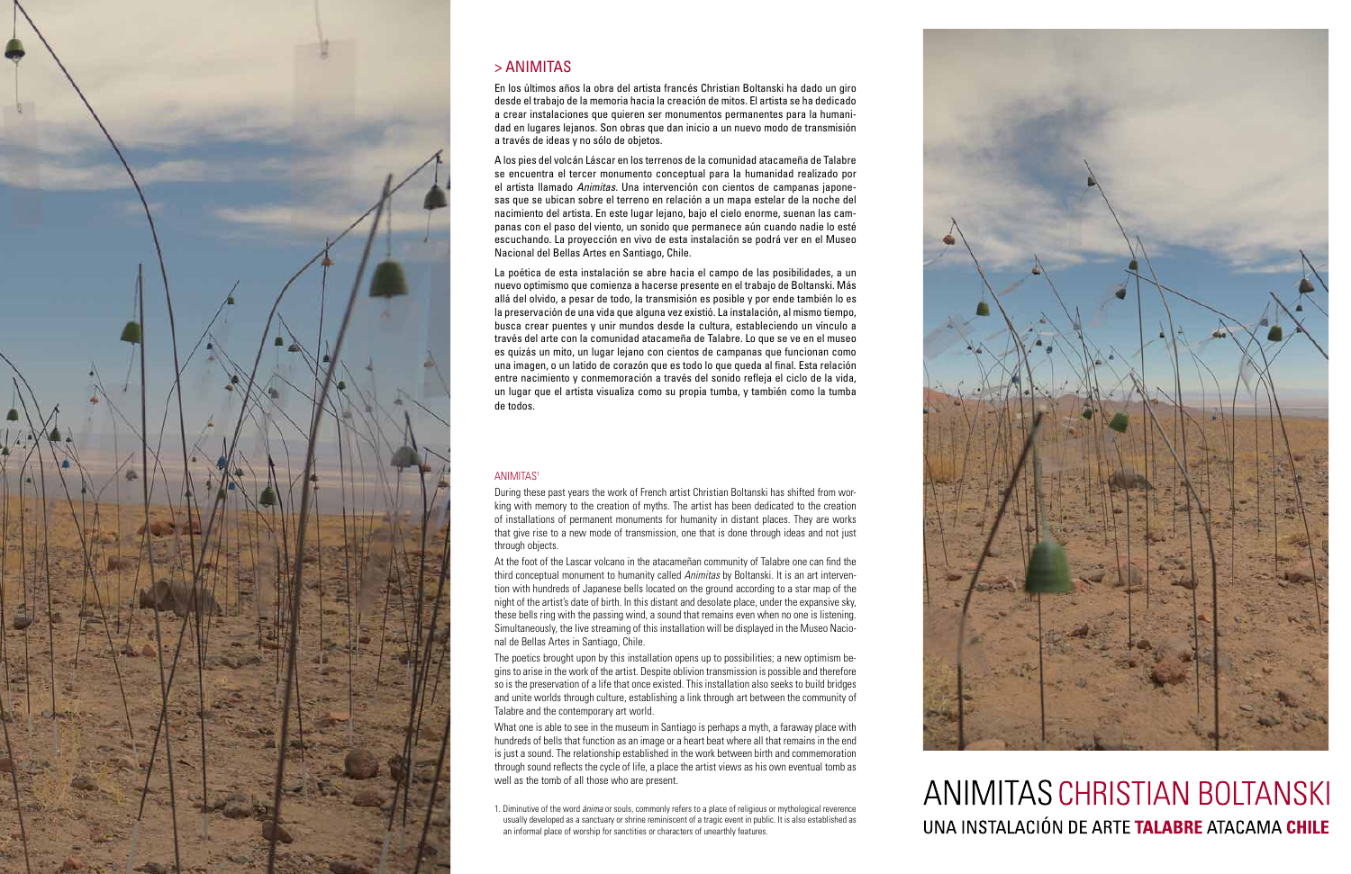## > ANIMITAS

En los últimos años la obra del artista francés Christian Boltanski ha dado un giro desde el trabajo de la memoria hacia la creación de mitos. El artista se ha dedicado a crear instalaciones que quieren ser monumentos permanentes para la humanidad en lugares lejanos. Son obras que dan inicio a un nuevo modo de transmisión a través de ideas y no sólo de objetos.

A los pies del volcán Láscar en los terrenos de la comunidad atacameña de Talabre se encuentra el tercer monumento conceptual para la humanidad realizado por el artista llamado *Animitas*. Una intervención con cientos de campanas japonesas que se ubican sobre el terreno en relación a un mapa estelar de la noche del nacimiento del artista. En este lugar lejano, bajo el cielo enorme, suenan las campanas con el paso del viento, un sonido que permanece aún cuando nadie lo esté escuchando. La proyección en vivo de esta instalación se podrá ver en el Museo Nacional del Bellas Artes en Santiago, Chile.

La poética de esta instalación se abre hacia el campo de las posibilidades, a un nuevo optimismo que comienza a hacerse presente en el trabajo de Boltanski. Más allá del olvido, a pesar de todo, la transmisión es posible y por ende también lo es la preservación de una vida que alguna vez existió. La instalación, al mismo tiempo, busca crear puentes y unir mundos desde la cultura, estableciendo un vínculo a través del arte con la comunidad atacameña de Talabre. Lo que se ve en el museo es quizás un mito, un lugar lejano con cientos de campanas que funcionan como una imagen, o un latido de corazón que es todo lo que queda al final. Esta relación entre nacimiento y conmemoración a través del sonido refleja el ciclo de la vida, un lugar que el artista visualiza como su propia tumba, y también como la tumba de todos.

### ANIMITAS[1]

During these past years the work of French artist Christian Boltanski has shifted from working with memory to the creation of myths. The artist has been dedicated to the creation of installations of permanent monuments for humanity in distant places. They are works that give rise to a new mode of transmission, one that is done through ideas and not just through objects.

At the foot of the Lascar volcano in the atacameñan community of Talabre one can find the third conceptual monument to humanity called *Animitas* by Boltanski. It is an art intervention with hundreds of Japanese bells located on the ground according to a star map of the night of the artist's date of birth. In this distant and desolate place, under the expansive sky, these bells ring with the passing wind, a sound that remains even when no one is listening. Simultaneously, the live streaming of this installation will be displayed in the Museo Nacional de Bellas Artes in Santiago, Chile.

The poetics brought upon by this installation opens up to possibilities; a new optimism begins to arise in the work of the artist. Despite oblivion transmission is possible and therefore so is the preservation of a life that once existed. This installation also seeks to build bridges and unite worlds through culture, establishing a link through art between the community of Talabre and the contemporary art world.

What one is able to see in the museum in Santiago is perhaps a myth, a faraway place with hundreds of bells that function as an image or a heart beat where all that remains in the end is just a sound. The relationship established in the work between birth and commemoration through sound reflects the cycle of life, a place the artist views as his own eventual tomb as well as the tomb of all those who are present.

1. Diminutive of the word *ánima* or souls, commonly refers to a place of religious or mythological reverence usually developed as a sanctuary or shrine reminiscent of a tragic event in public. It is also established as an informal place of worship for sanctities or characters of unearthly features.

# ANIMITAS CHRISTIAN BOLTANSKI

UNA INSTALACIÓN DE ARTE **TALABRE** ATACAMA **CHILE**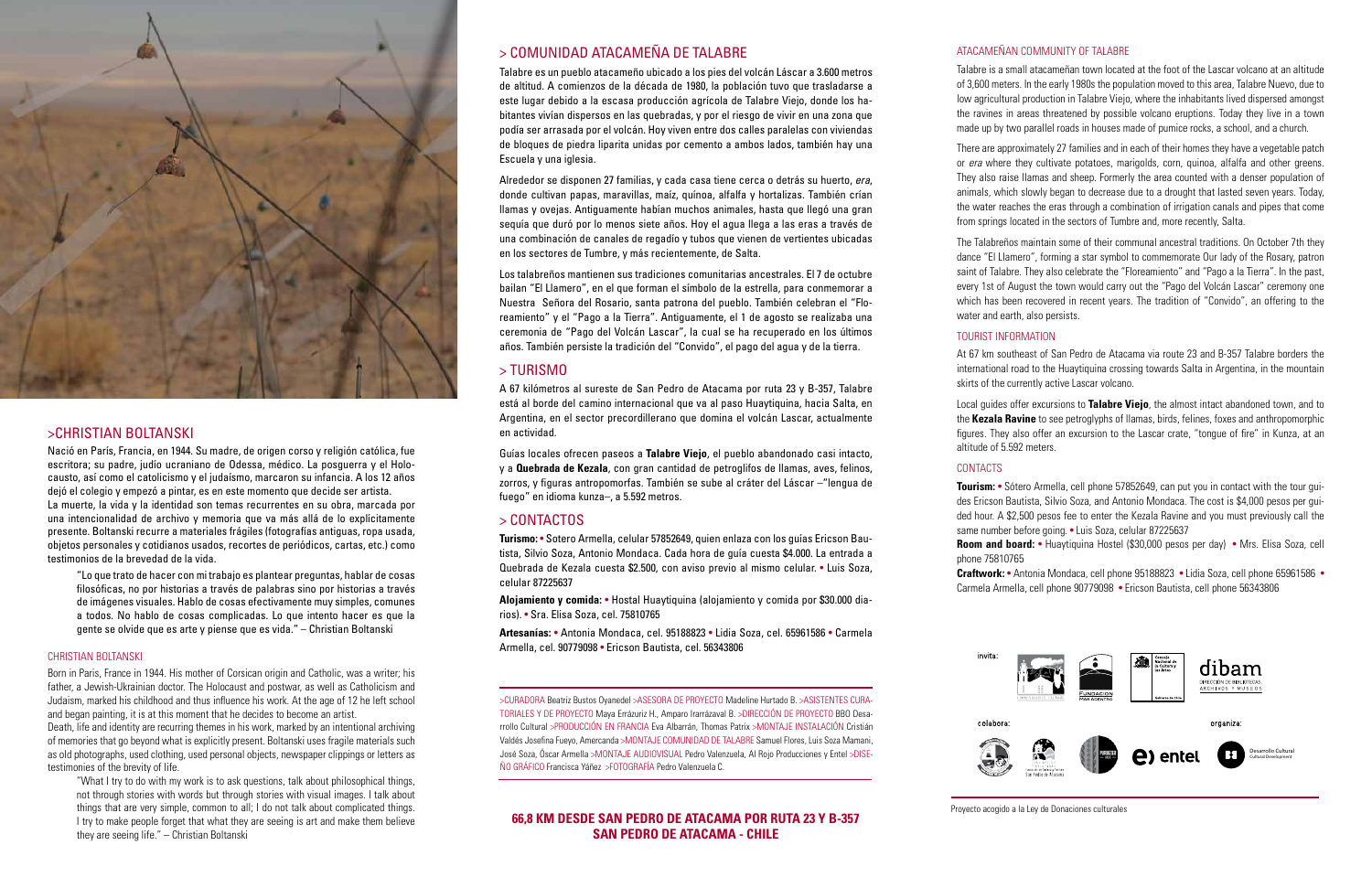## >CHRISTIAN BOLTANSKI

Nació en París, Francia, en 1944. Su madre, de origen corso y religión católica, fue escritora; su padre, judío ucraniano de Odessa, médico. La posguerra y el Holocausto, así como el catolicismo y el judaísmo, marcaron su infancia. A los 12 años dejó el colegio y empezó a pintar, es en este momento que decide ser artista.

La muerte, la vida y la identidad son temas recurrentes en su obra, marcada por una intencionalidad de archivo y memoria que va más allá de lo explícitamente presente. Boltanski recurre a materiales frágiles (fotografías antiguas, ropa usada, objetos personales y cotidianos usados, recortes de periódicos, cartas, etc.) como testimonios de la brevedad de la vida.

> "Lo que trato de hacer con mi trabajo es plantear preguntas, hablar de cosas filosóficas, no por historias a través de palabras sino por historias a través de imágenes visuales. Hablo de cosas efectivamente muy simples, comunes a todos. No hablo de cosas complicadas. Lo que intento hacer es que la gente se olvide que es arte y piense que es vida." – Christian Boltanski

### CHRISTIAN BOLTANSKI

Born in Paris, France in 1944. His mother of Corsican origin and Catholic, was a writer; his father, a Jewish-Ukrainian doctor. The Holocaust and postwar, as well as Catholicism and Judaism, marked his childhood and thus influence his work. At the age of 12 he left school and began painting, it is at this moment that he decides to become an artist.

Death, life and identity are recurring themes in his work, marked by an intentional archiving of memories that go beyond what is explicitly present. Boltanski uses fragile materials such as old photographs, used clothing, used personal objects, newspaper clippings or letters as testimonies of the brevity of life.

> "What I try to do with my work is to ask questions, talk about philosophical things, not through stories with words but through stories with visual images. I talk about things that are very simple, common to all; I do not talk about complicated things. I try to make people forget that what they are seeing is art and make them believe they are seeing life." – Christian Boltanski

## > COMUNIDAD ATACAMEÑA DE TALABRE

Talabre es un pueblo atacameño ubicado a los pies del volcán Láscar a 3.600 metros de altitud. A comienzos de la década de 1980, la población tuvo que trasladarse a este lugar debido a la escasa producción agrícola de Talabre Viejo, donde los habitantes vivían dispersos en las quebradas, y por el riesgo de vivir en una zona que podía ser arrasada por el volcán. Hoy viven entre dos calles paralelas con viviendas de bloques de piedra liparita unidas por cemento a ambos lados, también hay una Escuela y una iglesia.

Alrededor se disponen 27 familias, y cada casa tiene cerca o detrás su huerto, *era*, donde cultivan papas, maravillas, maíz, quínoa, alfalfa y hortalizas. También crían llamas y ovejas. Antiguamente habían muchos animales, hasta que llegó una gran sequía que duró por lo menos siete años. Hoy el agua llega a las eras a través de una combinación de canales de regadío y tubos que vienen de vertientes ubicadas en los sectores de Tumbre, y más recientemente, de Salta.

Los talabreños mantienen sus tradiciones comunitarias ancestrales. El 7 de octubre bailan "El Llamero", en el que forman el símbolo de la estrella, para conmemorar a Nuestra Señora del Rosario, santa patrona del pueblo. También celebran el "Floreamiento" y el "Pago a la Tierra". Antiguamente, el 1 de agosto se realizaba una ceremonia de "Pago del Volcán Lascar", la cual se ha recuperado en los últimos años. También persiste la tradición del "Convido", el pago del agua y de la tierra.

## > TURISMO

A 67 kilómetros al sureste de San Pedro de Atacama por ruta 23 y B-357, Talabre está al borde del camino internacional que va al paso Huaytiquina, hacia Salta, en Argentina, en el sector precordillerano que domina el volcán Lascar, actualmente en actividad.

Guías locales ofrecen paseos a **Talabre Viejo**, el pueblo abandonado casi intacto, y a **Quebrada de Kezala**, con gran cantidad de petroglifos de llamas, aves, felinos, zorros, y figuras antropomorfas. También se sube al cráter del Láscar –"lengua de fuego" en idioma kunza–, a 5.592 metros.

## > CONTACTOS

**Turismo:** • Sotero Armella, celular 57852649, quien enlaza con los guías Ericson Bautista, Silvio Soza, Antonio Mondaca. Cada hora de guía cuesta $4.000. La entrada a Quebrada de Kezala cuesta $2.500, con aviso previo al mismo celular. • Luis Soza, celular 87225637

**Alojamiento y comida:** • Hostal Huaytiquina (alojamiento y comida por $30.000 diarios). • Sra. Elisa Soza, cel. 75810765

**Artesanías:** • Antonio Mondaca, cel. 95188823 • Lidia Soza, cel. 65961586 • Carmela Armella, cel. 90779098 • Ericson Bautista, cel. 56343806

>CURADORA Beatriz Bustos Oyanedel >ASESORA DE PROYECTO Madeline Hurtado B. >ASISTENTES CURATORIALES Y DE PROYECTO Maya Errázuriz H., Amparo Irarrázaval B. >DIRECCIÓN DE PROYECTO BBO Desarrollo Cultural >PRODUCCIÓN EN FRANCIA Eva Albarrán, Thomas Patrix >MONTAJE INSTALACIÓN Cristián Valdés Josefina Fueyo, Amercanda >MONTAJE COMUNIDAD DE TALABRE Samuel Flores, Luis Soza Mamani, José Soza, Óscar Armella >MONTAJE AUDIOVISUAL Pedro Valenzuela, Al Rojo Producciones y Entel >DISEÑO GRÁFICO Francisca Yáñez >FOTOGRAFÍA Pedro Valenzuela C.

**66,8 KM DESDE SAN PEDRO DE ATACAMA POR RUTA 23 Y B-357**
**SAN PEDRO DE ATACAMA - CHILE**

### ATACAMEÑAN COMMUNITY OF TALABRE

Talabre is a small atacameñan town located at the foot of the Lascar volcano at an altitude of 3,600 meters. In the early 1980s the population moved to this area, Talabre Nuevo, due to low agricultural production in Talabre Viejo, where the inhabitants lived dispersed amongst the ravines in areas threatened by possible volcano eruptions. Today they live in a town made up by two parallel roads in houses made of pumice rocks, a school, and a church.

There are approximately 27 families and in each of their homes they have a vegetable patch or *era* where they cultivate potatoes, marigolds, corn, quinoa, alfalfa and other greens. They also raise llamas and sheep. Formerly the area counted with a denser population of animals, which slowly began to decrease due to a drought that lasted seven years. Today, the water reaches the eras through a combination of irrigation canals and pipes that come from springs located in the sectors of Tumbre and, more recently, Salta.

The Talabreños maintain some of their communal ancestral traditions. On October 7th they dance "El Llamero", forming a star symbol to commemorate Our lady of the Rosary, patron saint of Talabre. They also celebrate the "Floreamiento" and "Pago a la Tierra". In the past, every 1st of August the town would carry out the "Pago del Volcán Lascar" ceremony one which has been recovered in recent years. The tradition of "Convido", an offering to the water and earth, also persists.

### TOURIST INFORMATION

At 67 km southeast of San Pedro de Atacama via route 23 and B-357 Talabre borders the international road to the Huaytiquina crossing towards Salta in Argentina, in the mountain skirts of the currently active Lascar volcano.

Local guides offer excursions to **Talabre Viejo**, the almost intact abandoned town, and to the **Kezala Ravine** to see petroglyphs of llamas, birds, felines, foxes and anthropomorphic figures. They also offer an excursion to the Lascar crate, "tongue of fire" in Kunza, at an altitude of 5.592 meters.

### CONTACTS

**Tourism:** • Sótero Armella, cell phone 57852649, can put you in contact with the tour guides Ericson Bautista, Silvio Soza, and Antonio Mondaca. The cost is $4,000 pesos per guided hour. A $2,500 pesos fee to enter the Kezala Ravine and you must previously call the same number before going. • Luis Soza, celular 87225637

**Room and board:** • Huaytiquina Hostel ($30,000 pesos per day) • Mrs. Elisa Soza, cell phone 75810765

**Craftwork:** • Antonia Mondaca, cell phone 95188823 • Lidia Soza, cell phone 65961586 • Carmela Armella, cell phone 90779098 • Ericson Bautista, cell phone 56343806

invita:

colabora:

organiza:

Proyecto acogido a la Ley de Donaciones culturales